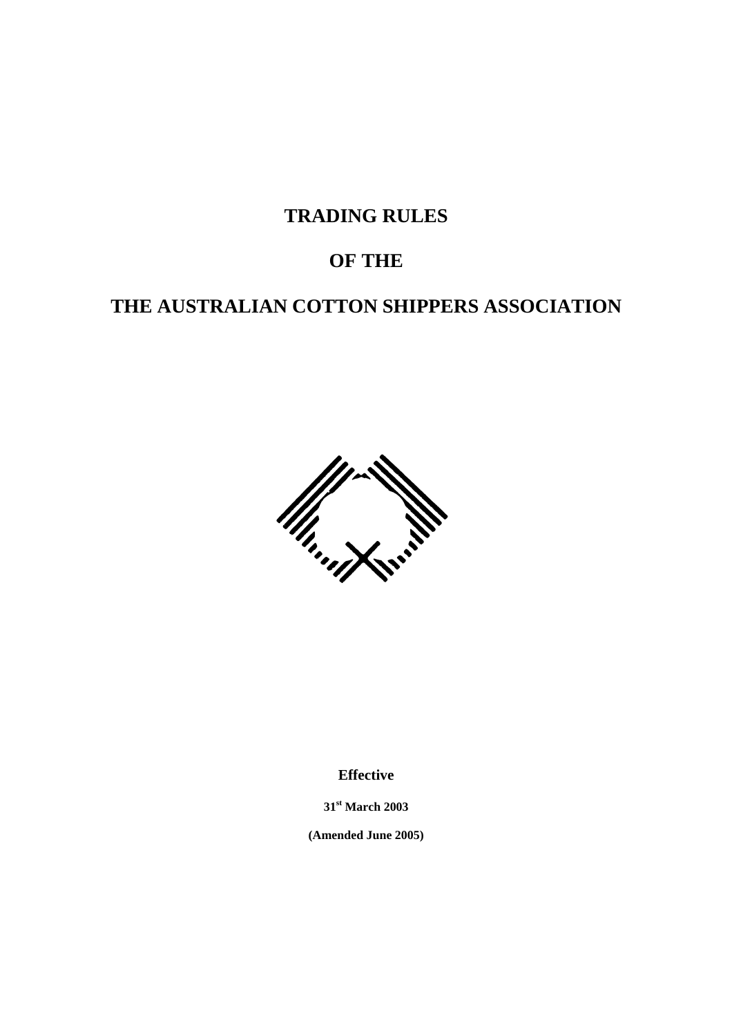# TRADING RULES

# OF THE

# THE AUSTRALIAN COTTON SHIPPERS ASSOCIATION

**Effective**

**31st March 2003**

**(Amended June 2005)**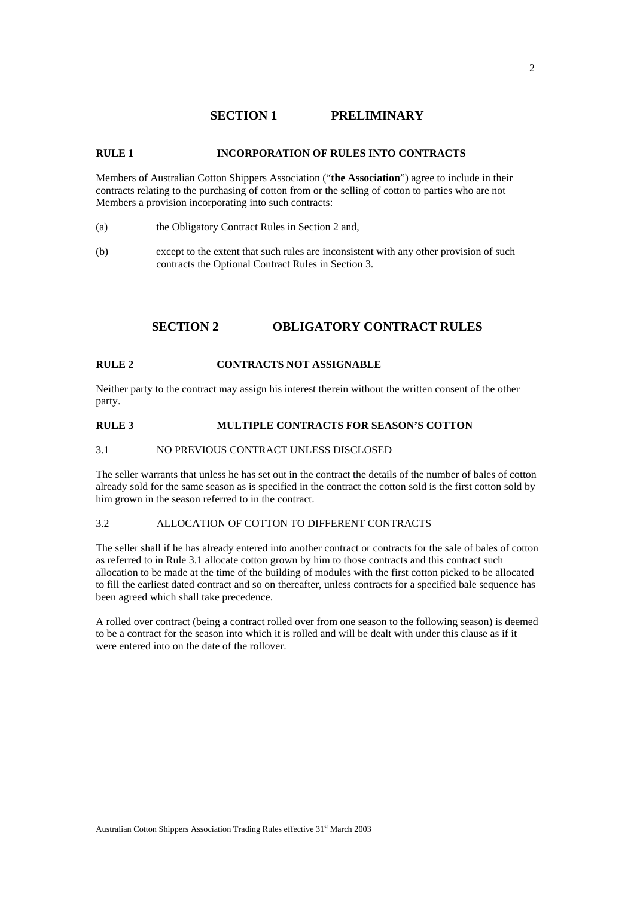# SECTION 1 PRELIMINARY

## RULE 1 INCORPORATION OF RULES INTO CONTRACTS

Members of Australian Cotton Shippers Association ("**the Association**") agree to include in their contracts relating to the purchasing of cotton from or the selling of cotton to parties who are not Members a provision incorporating into such contracts:

(a) the Obligatory Contract Rules in Section 2 and,

(b) except to the extent that such rules are inconsistent with any other provision of such contracts the Optional Contract Rules in Section 3.

# SECTION 2 OBLIGATORY CONTRACT RULES

## RULE 2 CONTRACTS NOT ASSIGNABLE

Neither party to the contract may assign his interest therein without the written consent of the other party.

## RULE 3 MULTIPLE CONTRACTS FOR SEASON'S COTTON

### 3.1 NO PREVIOUS CONTRACT UNLESS DISCLOSED

The seller warrants that unless he has set out in the contract the details of the number of bales of cotton already sold for the same season as is specified in the contract the cotton sold is the first cotton sold by him grown in the season referred to in the contract.

### 3.2 ALLOCATION OF COTTON TO DIFFERENT CONTRACTS

The seller shall if he has already entered into another contract or contracts for the sale of bales of cotton as referred to in Rule 3.1 allocate cotton grown by him to those contracts and this contract such allocation to be made at the time of the building of modules with the first cotton picked to be allocated to fill the earliest dated contract and so on thereafter, unless contracts for a specified bale sequence has been agreed which shall take precedence.

A rolled over contract (being a contract rolled over from one season to the following season) is deemed to be a contract for the season into which it is rolled and will be dealt with under this clause as if it were entered into on the date of the rollover.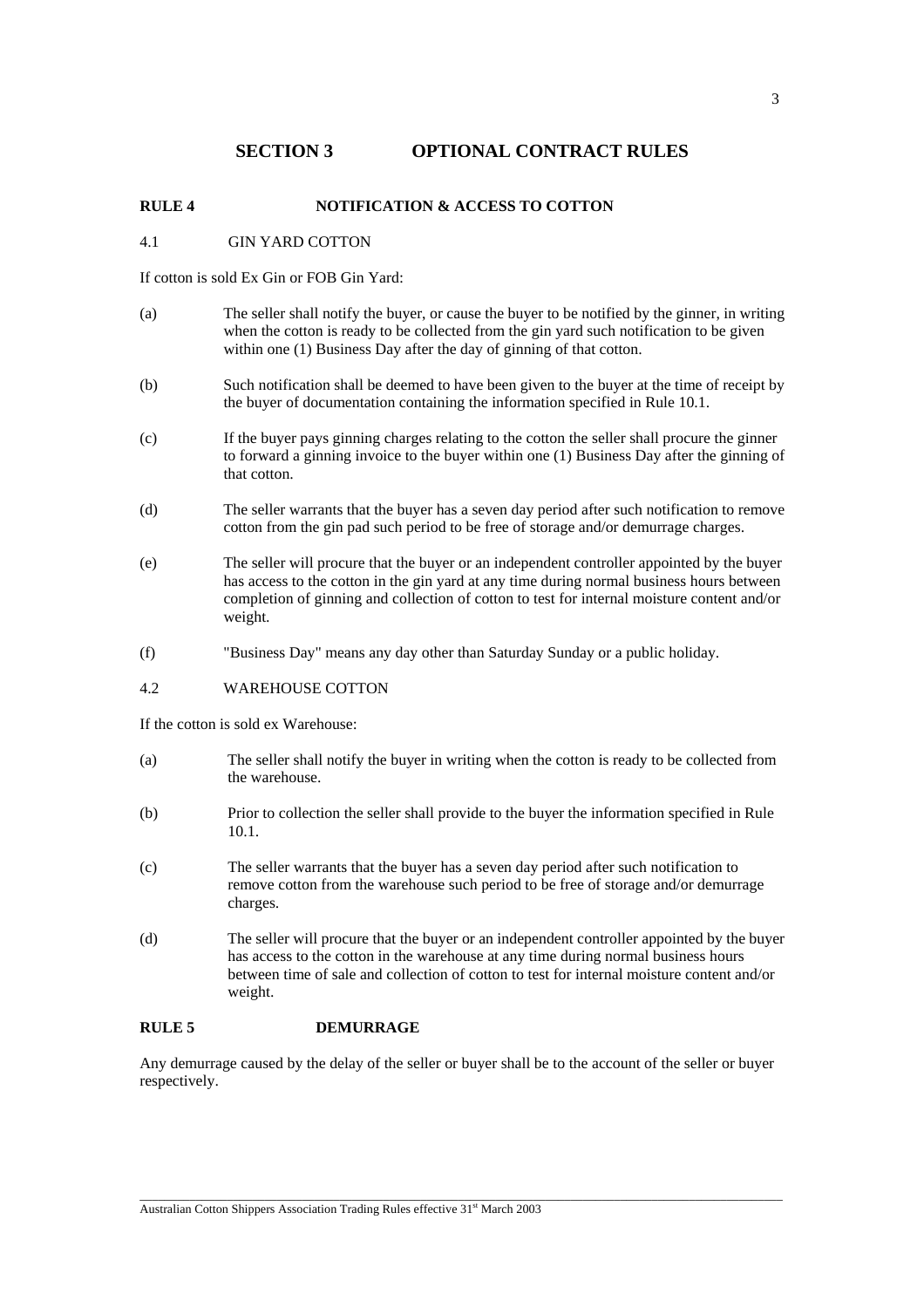# SECTION 3 OPTIONAL CONTRACT RULES

## RULE 4 NOTIFICATION & ACCESS TO COTTON

### 4.1 GIN YARD COTTON

If cotton is sold Ex Gin or FOB Gin Yard:

(a) The seller shall notify the buyer, or cause the buyer to be notified by the ginner, in writing when the cotton is ready to be collected from the gin yard such notification to be given within one (1) Business Day after the day of ginning of that cotton.

(b) Such notification shall be deemed to have been given to the buyer at the time of receipt by the buyer of documentation containing the information specified in Rule 10.1.

(c) If the buyer pays ginning charges relating to the cotton the seller shall procure the ginner to forward a ginning invoice to the buyer within one (1) Business Day after the ginning of that cotton.

(d) The seller warrants that the buyer has a seven day period after such notification to remove cotton from the gin pad such period to be free of storage and/or demurrage charges.

(e) The seller will procure that the buyer or an independent controller appointed by the buyer has access to the cotton in the gin yard at any time during normal business hours between completion of ginning and collection of cotton to test for internal moisture content and/or weight.

(f) "Business Day" means any day other than Saturday Sunday or a public holiday.

### 4.2 WAREHOUSE COTTON

If the cotton is sold ex Warehouse:

(a) The seller shall notify the buyer in writing when the cotton is ready to be collected from the warehouse.

(b) Prior to collection the seller shall provide to the buyer the information specified in Rule 10.1.

(c) The seller warrants that the buyer has a seven day period after such notification to remove cotton from the warehouse such period to be free of storage and/or demurrage charges.

(d) The seller will procure that the buyer or an independent controller appointed by the buyer has access to the cotton in the warehouse at any time during normal business hours between time of sale and collection of cotton to test for internal moisture content and/or weight.

## RULE 5 DEMURRAGE

Any demurrage caused by the delay of the seller or buyer shall be to the account of the seller or buyer respectively.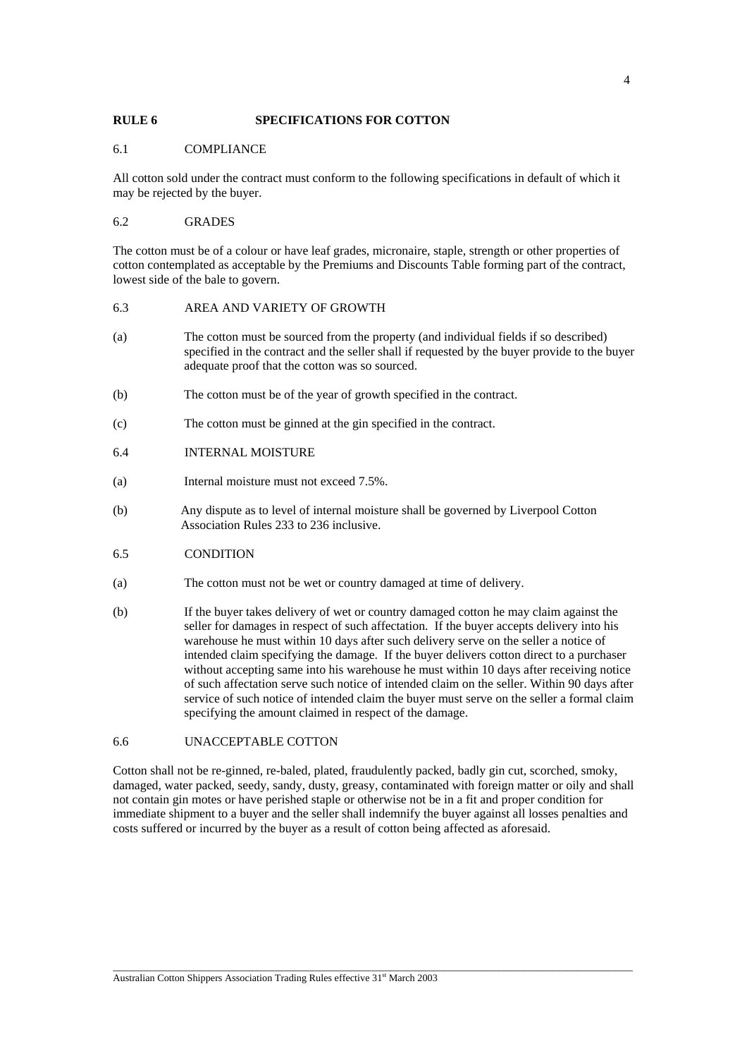## RULE 6 SPECIFICATIONS FOR COTTON

### 6.1 COMPLIANCE

All cotton sold under the contract must conform to the following specifications in default of which it may be rejected by the buyer.

### 6.2 GRADES

The cotton must be of a colour or have leaf grades, micronaire, staple, strength or other properties of cotton contemplated as acceptable by the Premiums and Discounts Table forming part of the contract, lowest side of the bale to govern.

### 6.3 AREA AND VARIETY OF GROWTH

(a) The cotton must be sourced from the property (and individual fields if so described) specified in the contract and the seller shall if requested by the buyer provide to the buyer adequate proof that the cotton was so sourced.

(b) The cotton must be of the year of growth specified in the contract.

(c) The cotton must be ginned at the gin specified in the contract.

### 6.4 INTERNAL MOISTURE

(a) Internal moisture must not exceed 7.5%.

(b) Any dispute as to level of internal moisture shall be governed by Liverpool Cotton Association Rules 233 to 236 inclusive.

### 6.5 CONDITION

(a) The cotton must not be wet or country damaged at time of delivery.

(b) If the buyer takes delivery of wet or country damaged cotton he may claim against the seller for damages in respect of such affectation. If the buyer accepts delivery into his warehouse he must within 10 days after such delivery serve on the seller a notice of intended claim specifying the damage. If the buyer delivers cotton direct to a purchaser without accepting same into his warehouse he must within 10 days after receiving notice of such affectation serve such notice of intended claim on the seller. Within 90 days after service of such notice of intended claim the buyer must serve on the seller a formal claim specifying the amount claimed in respect of the damage.

### 6.6 UNACCEPTABLE COTTON

Cotton shall not be re-ginned, re-baled, plated, fraudulently packed, badly gin cut, scorched, smoky, damaged, water packed, seedy, sandy, dusty, greasy, contaminated with foreign matter or oily and shall not contain gin motes or have perished staple or otherwise not be in a fit and proper condition for immediate shipment to a buyer and the seller shall indemnify the buyer against all losses penalties and costs suffered or incurred by the buyer as a result of cotton being affected as aforesaid.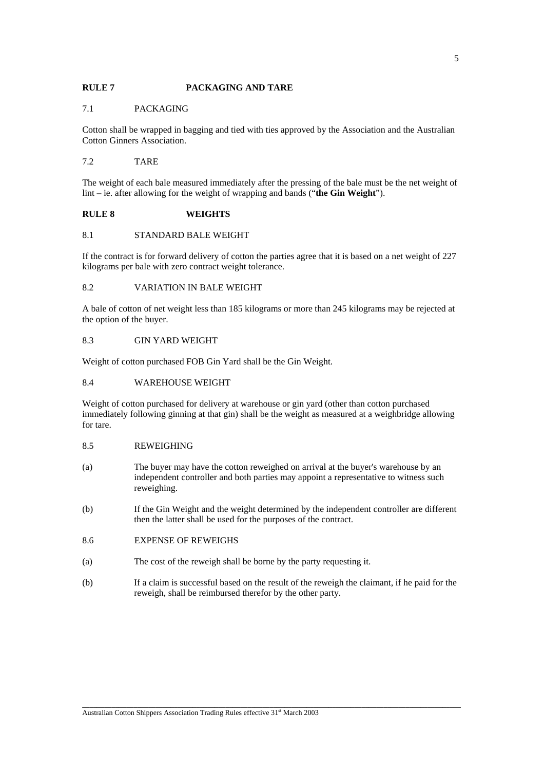## RULE 7 PACKAGING AND TARE

### 7.1 PACKAGING

Cotton shall be wrapped in bagging and tied with ties approved by the Association and the Australian Cotton Ginners Association.

### 7.2 TARE

The weight of each bale measured immediately after the pressing of the bale must be the net weight of lint – ie. after allowing for the weight of wrapping and bands ("**the Gin Weight**").

## RULE 8 WEIGHTS

### 8.1 STANDARD BALE WEIGHT

If the contract is for forward delivery of cotton the parties agree that it is based on a net weight of 227 kilograms per bale with zero contract weight tolerance.

### 8.2 VARIATION IN BALE WEIGHT

A bale of cotton of net weight less than 185 kilograms or more than 245 kilograms may be rejected at the option of the buyer.

### 8.3 GIN YARD WEIGHT

Weight of cotton purchased FOB Gin Yard shall be the Gin Weight.

### 8.4 WAREHOUSE WEIGHT

Weight of cotton purchased for delivery at warehouse or gin yard (other than cotton purchased immediately following ginning at that gin) shall be the weight as measured at a weighbridge allowing for tare.

### 8.5 REWEIGHING

(a) The buyer may have the cotton reweighed on arrival at the buyer's warehouse by an independent controller and both parties may appoint a representative to witness such reweighing.

(b) If the Gin Weight and the weight determined by the independent controller are different then the latter shall be used for the purposes of the contract.

### 8.6 EXPENSE OF REWEIGHS

(a) The cost of the reweigh shall be borne by the party requesting it.

(b) If a claim is successful based on the result of the reweigh the claimant, if he paid for the reweigh, shall be reimbursed therefor by the other party.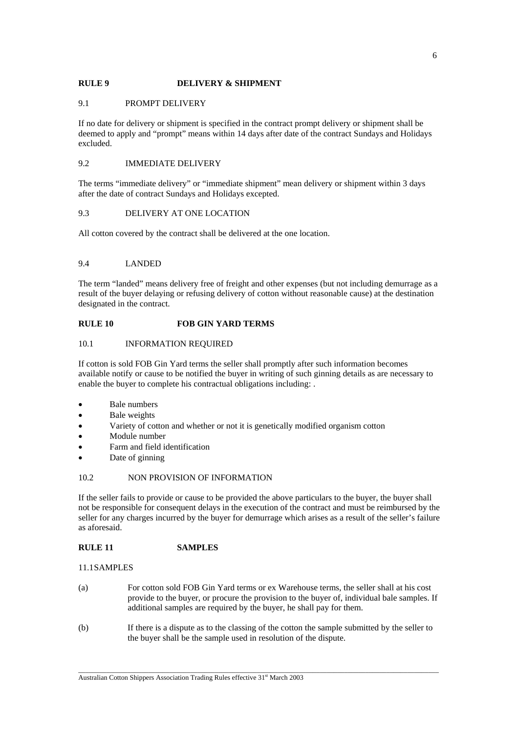## RULE 9 DELIVERY & SHIPMENT

### 9.1 PROMPT DELIVERY

If no date for delivery or shipment is specified in the contract prompt delivery or shipment shall be deemed to apply and "prompt" means within 14 days after date of the contract Sundays and Holidays excluded.

### 9.2 IMMEDIATE DELIVERY

The terms "immediate delivery" or "immediate shipment" mean delivery or shipment within 3 days after the date of contract Sundays and Holidays excepted.

### 9.3 DELIVERY AT ONE LOCATION

All cotton covered by the contract shall be delivered at the one location.

### 9.4 LANDED

The term "landed" means delivery free of freight and other expenses (but not including demurrage as a result of the buyer delaying or refusing delivery of cotton without reasonable cause) at the destination designated in the contract.

## RULE 10 FOB GIN YARD TERMS

### 10.1 INFORMATION REQUIRED

If cotton is sold FOB Gin Yard terms the seller shall promptly after such information becomes available notify or cause to be notified the buyer in writing of such ginning details as are necessary to enable the buyer to complete his contractual obligations including: .

- Bale numbers
- Bale weights
- Variety of cotton and whether or not it is genetically modified organism cotton
- Module number
- Farm and field identification
- Date of ginning

### 10.2 NON PROVISION OF INFORMATION

If the seller fails to provide or cause to be provided the above particulars to the buyer, the buyer shall not be responsible for consequent delays in the execution of the contract and must be reimbursed by the seller for any charges incurred by the buyer for demurrage which arises as a result of the seller's failure as aforesaid.

## RULE 11 SAMPLES

### 11.1SAMPLES

(a) For cotton sold FOB Gin Yard terms or ex Warehouse terms, the seller shall at his cost provide to the buyer, or procure the provision to the buyer of, individual bale samples. If additional samples are required by the buyer, he shall pay for them.

(b) If there is a dispute as to the classing of the cotton the sample submitted by the seller to the buyer shall be the sample used in resolution of the dispute.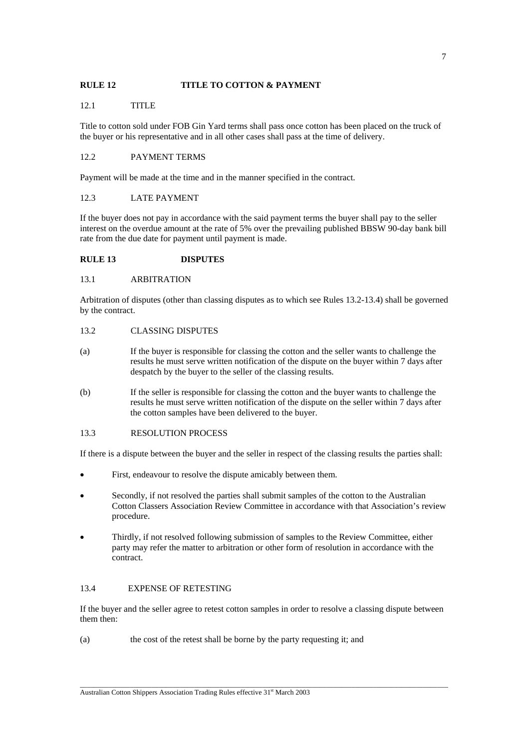## RULE 12 TITLE TO COTTON & PAYMENT

### 12.1 TITLE

Title to cotton sold under FOB Gin Yard terms shall pass once cotton has been placed on the truck of the buyer or his representative and in all other cases shall pass at the time of delivery.

### 12.2 PAYMENT TERMS

Payment will be made at the time and in the manner specified in the contract.

### 12.3 LATE PAYMENT

If the buyer does not pay in accordance with the said payment terms the buyer shall pay to the seller interest on the overdue amount at the rate of 5% over the prevailing published BBSW 90-day bank bill rate from the due date for payment until payment is made.

## RULE 13 DISPUTES

### 13.1 ARBITRATION

Arbitration of disputes (other than classing disputes as to which see Rules 13.2-13.4) shall be governed by the contract.

### 13.2 CLASSING DISPUTES

(a) If the buyer is responsible for classing the cotton and the seller wants to challenge the results he must serve written notification of the dispute on the buyer within 7 days after despatch by the buyer to the seller of the classing results.

(b) If the seller is responsible for classing the cotton and the buyer wants to challenge the results he must serve written notification of the dispute on the seller within 7 days after the cotton samples have been delivered to the buyer.

### 13.3 RESOLUTION PROCESS

If there is a dispute between the buyer and the seller in respect of the classing results the parties shall:

- First, endeavour to resolve the dispute amicably between them.
- Secondly, if not resolved the parties shall submit samples of the cotton to the Australian Cotton Classers Association Review Committee in accordance with that Association's review procedure.
- Thirdly, if not resolved following submission of samples to the Review Committee, either party may refer the matter to arbitration or other form of resolution in accordance with the contract.

### 13.4 EXPENSE OF RETESTING

If the buyer and the seller agree to retest cotton samples in order to resolve a classing dispute between them then:

(a) the cost of the retest shall be borne by the party requesting it; and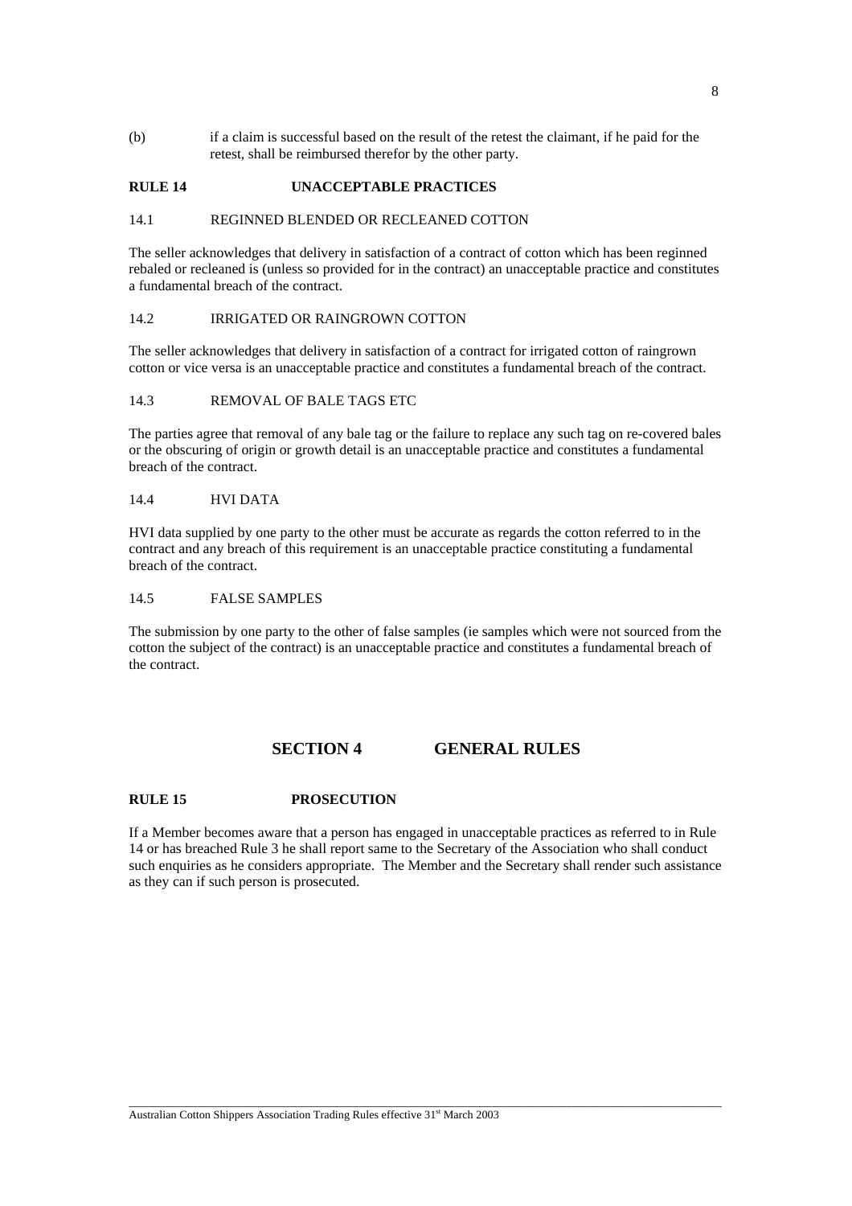(b) if a claim is successful based on the result of the retest the claimant, if he paid for the retest, shall be reimbursed therefor by the other party.

### RULE 14 UNACCEPTABLE PRACTICES

14.1 REGINNED BLENDED OR RECLEANED COTTON

The seller acknowledges that delivery in satisfaction of a contract of cotton which has been reginned rebaled or recleaned is (unless so provided for in the contract) an unacceptable practice and constitutes a fundamental breach of the contract.

14.2 IRRIGATED OR RAINGROWN COTTON

The seller acknowledges that delivery in satisfaction of a contract for irrigated cotton of raingrown cotton or vice versa is an unacceptable practice and constitutes a fundamental breach of the contract.

14.3 REMOVAL OF BALE TAGS ETC

The parties agree that removal of any bale tag or the failure to replace any such tag on re-covered bales or the obscuring of origin or growth detail is an unacceptable practice and constitutes a fundamental breach of the contract.

14.4 HVI DATA

HVI data supplied by one party to the other must be accurate as regards the cotton referred to in the contract and any breach of this requirement is an unacceptable practice constituting a fundamental breach of the contract.

14.5 FALSE SAMPLES

The submission by one party to the other of false samples (ie samples which were not sourced from the cotton the subject of the contract) is an unacceptable practice and constitutes a fundamental breach of the contract.

## SECTION 4 GENERAL RULES

### RULE 15 PROSECUTION

If a Member becomes aware that a person has engaged in unacceptable practices as referred to in Rule 14 or has breached Rule 3 he shall report same to the Secretary of the Association who shall conduct such enquiries as he considers appropriate. The Member and the Secretary shall render such assistance as they can if such person is prosecuted.